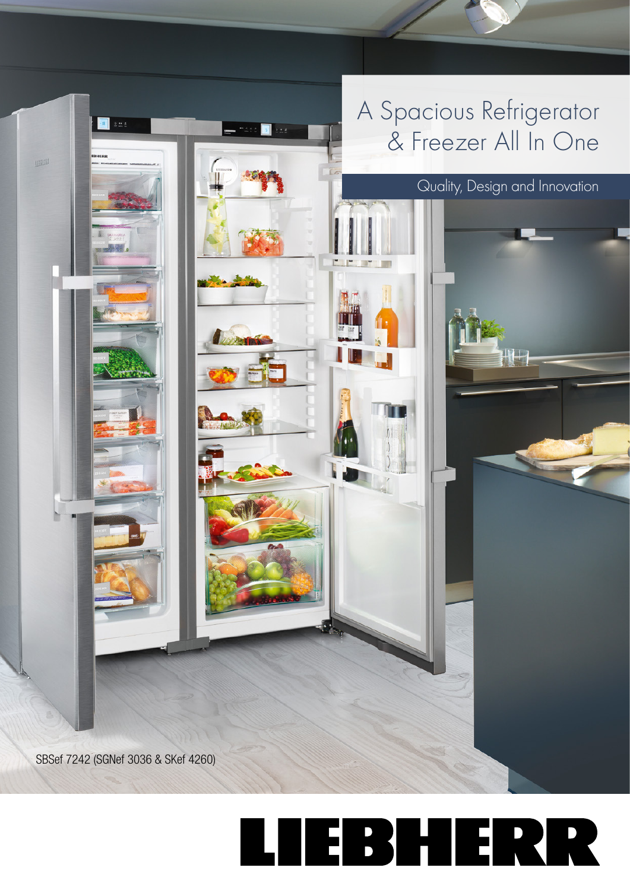# A Spacious Refrigerator & Freezer All In One

## Quality, Design and Innovation

SBSef 7242 (SGNef 3036 & SKef 4260)

LIEBHERR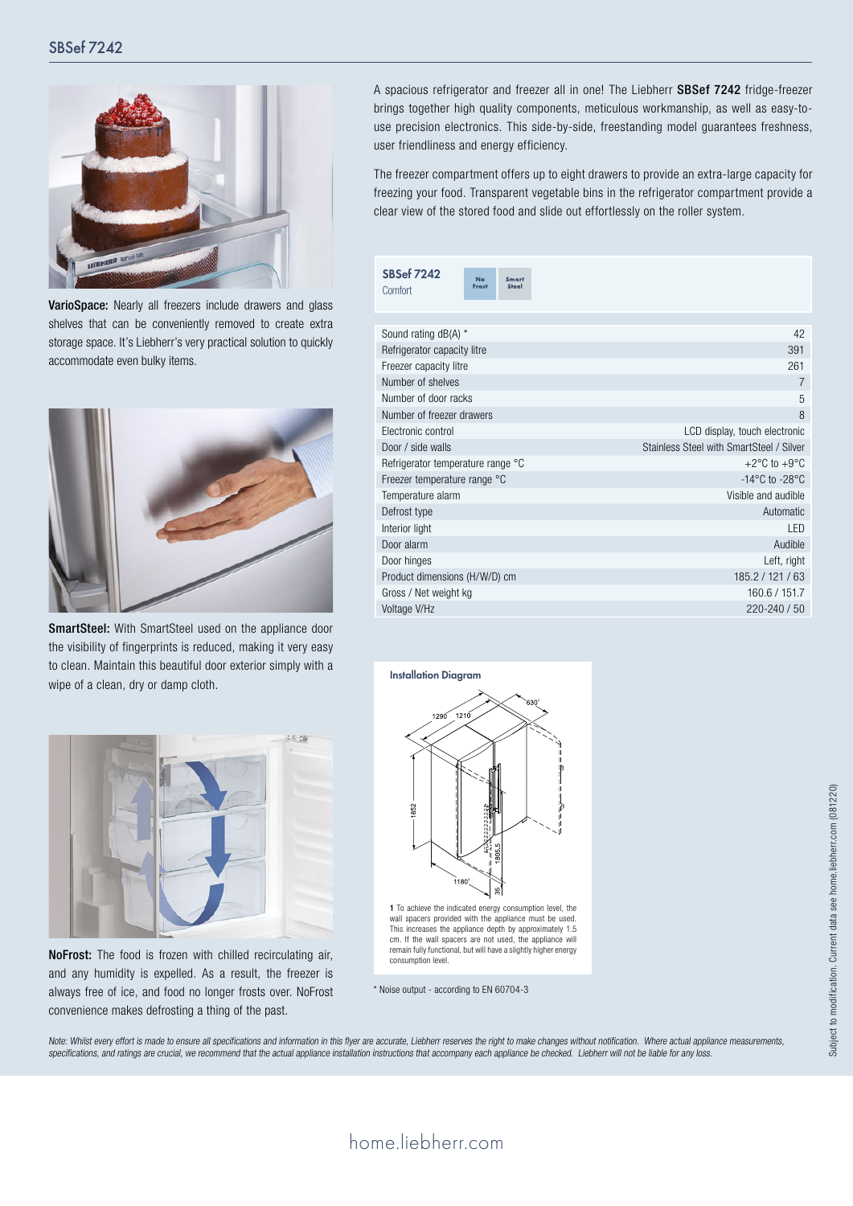# SBSef 7242

**VarioSpace:** Nearly all freezers include drawers and glass shelves that can be conveniently removed to create extra storage space. It's Liebherr's very practical solution to quickly accommodate even bulky items.

**SmartSteel:** With SmartSteel used on the appliance door the visibility of fingerprints is reduced, making it very easy to clean. Maintain this beautiful door exterior simply with a wipe of a clean, dry or damp cloth.

**NoFrost:** The food is frozen with chilled recirculating air, and any humidity is expelled. As a result, the freezer is always free of ice, and food no longer frosts over. NoFrost convenience makes defrosting a thing of the past.

A spacious refrigerator and freezer all in one! The Liebherr **SBSef 7242** fridge-freezer brings together high quality components, meticulous workmanship, as well as easy-to-use precision electronics. This side-by-side, freestanding model guarantees freshness, user friendliness and energy efficiency.

The freezer compartment offers up to eight drawers to provide an extra-large capacity for freezing your food. Transparent vegetable bins in the refrigerator compartment provide a clear view of the stored food and slide out effortlessly on the roller system.

**SBSef 7242**
Comfort

No Frost | Smart Steel

| | |
|---|---|
| Sound rating dB(A) * | 42 |
| Refrigerator capacity litre | 391 |
| Freezer capacity litre | 261 |
| Number of shelves | 7 |
| Number of door racks | 5 |
| Number of freezer drawers | 8 |
| Electronic control | LCD display, touch electronic |
| Door / side walls | Stainless Steel with SmartSteel / Silver |
| Refrigerator temperature range °C | +2°C to +9°C |
| Freezer temperature range °C | -14°C to -28°C |
| Temperature alarm | Visible and audible |
| Defrost type | Automatic |
| Interior light | LED |
| Door alarm | Audible |
| Door hinges | Left, right |
| Product dimensions (H/W/D) cm | 185.2 / 121 / 63 |
| Gross / Net weight kg | 160.6 / 151.7 |
| Voltage V/Hz | 220-240 / 50 |

**Installation Diagram**

630[1]
1290
1210
1852
1805,5
1180[1]
35

[1] To achieve the indicated energy consumption level, the wall spacers provided with the appliance must be used. This increases the appliance depth by approximately 1.5 cm. If the wall spacers are not used, the appliance will remain fully functional, but will have a slightly higher energy consumption level.

\* Noise output - according to EN 60704-3

*Note: Whilst every effort is made to ensure all specifications and information in this flyer are accurate, Liebherr reserves the right to make changes without notification. Where actual appliance measurements, specifications, and ratings are crucial, we recommend that the actual appliance installation instructions that accompany each appliance be checked. Liebherr will not be liable for any loss.*

Subject to modification. Current data see home.liebherr.com (081220)

home.liebherr.com